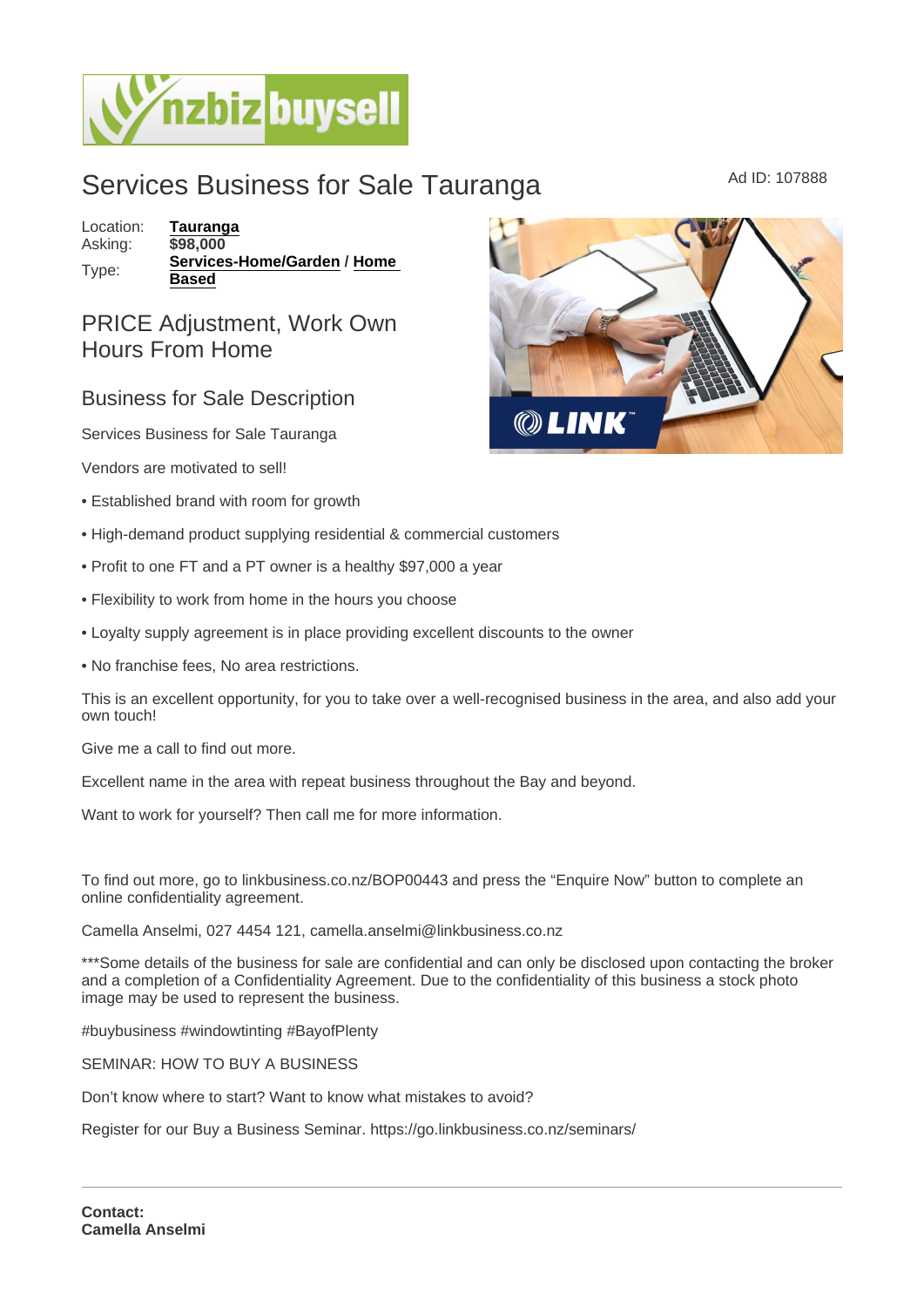# Services Business for Sale Tauranga

Ad ID: 107888

| | |
|---|---|
| Location: | **Tauranga** |
| Asking: | **$98,000** |
| Type: | **Services-Home/Garden / Home Based** |

## PRICE Adjustment, Work Own Hours From Home

### Business for Sale Description

Services Business for Sale Tauranga

Vendors are motivated to sell!

- • Established brand with room for growth
- • High-demand product supplying residential & commercial customers
- • Profit to one FT and a PT owner is a healthy $97,000 a year
- • Flexibility to work from home in the hours you choose
- • Loyalty supply agreement is in place providing excellent discounts to the owner
- • No franchise fees, No area restrictions.

This is an excellent opportunity, for you to take over a well-recognised business in the area, and also add your own touch!

Give me a call to find out more.

Excellent name in the area with repeat business throughout the Bay and beyond.

Want to work for yourself? Then call me for more information.

To find out more, go to linkbusiness.co.nz/BOP00443 and press the "Enquire Now" button to complete an online confidentiality agreement.

Camella Anselmi, 027 4454 121, camella.anselmi@linkbusiness.co.nz

***Some details of the business for sale are confidential and can only be disclosed upon contacting the broker and a completion of a Confidentiality Agreement. Due to the confidentiality of this business a stock photo image may be used to represent the business.

#buybusiness #windowtinting #BayofPlenty

SEMINAR: HOW TO BUY A BUSINESS

Don't know where to start? Want to know what mistakes to avoid?

Register for our Buy a Business Seminar. https://go.linkbusiness.co.nz/seminars/

---

**Contact:**
**Camella Anselmi**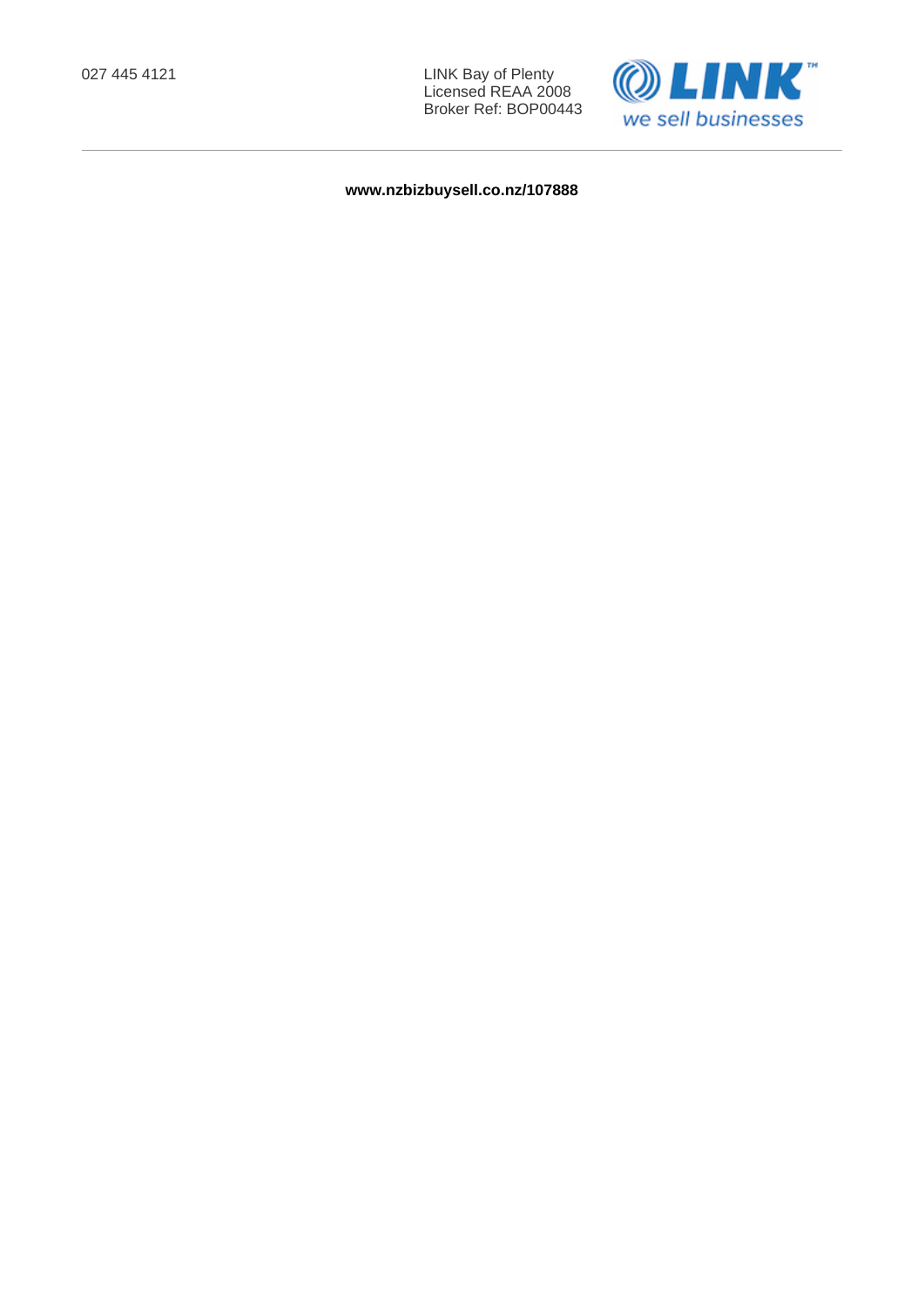**www.nzbizbuysell.co.nz/107888**